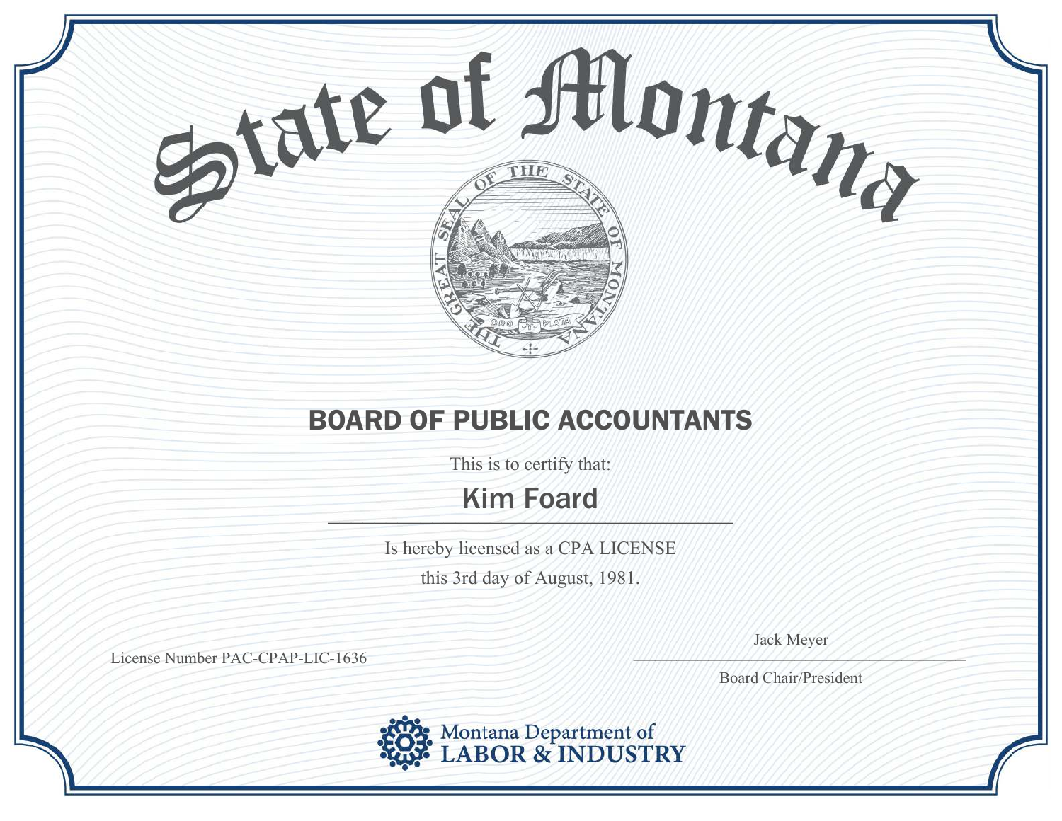# State of Montana

THE GREAT SEAL OF THE STATE OF MONTANA

ORO Y PLATA

## BOARD OF PUBLIC ACCOUNTANTS

This is to certify that:

**Kim Foard**

Is hereby licensed as a CPA LICENSE

this 3rd day of August, 1981.

License Number PAC-CPAP-LIC-1636

Jack Meyer

Board Chair/President

Montana Department of LABOR & INDUSTRY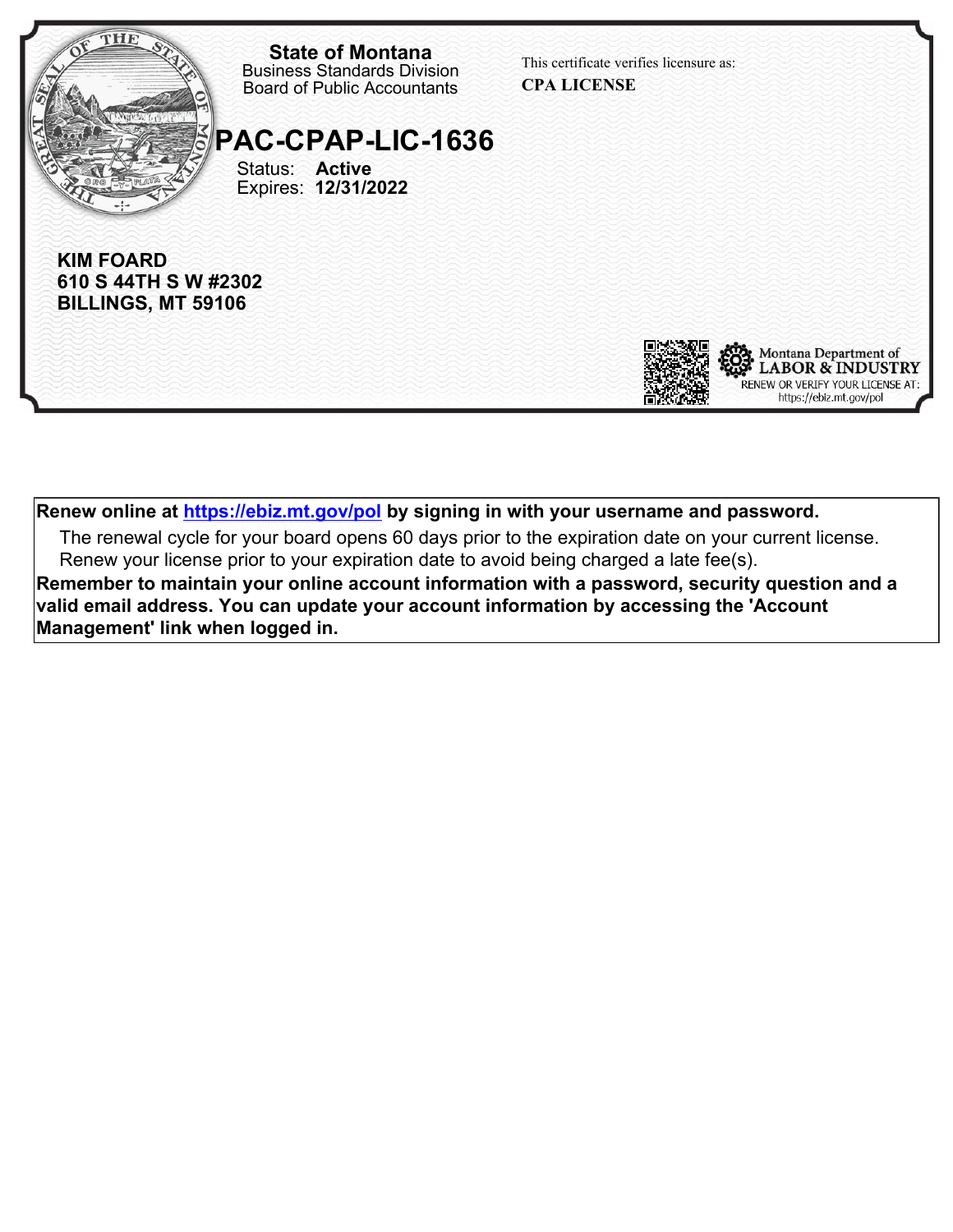**State of Montana**
Business Standards Division
Board of Public Accountants

This certificate verifies licensure as:
**CPA LICENSE**

# PAC-CPAP-LIC-1636

Status: **Active**
Expires: **12/31/2022**

**KIM FOARD**
**610 S 44TH S W #2302**
**BILLINGS, MT 59106**

Montana Department of
LABOR & INDUSTRY
RENEW OR VERIFY YOUR LICENSE AT:
https://ebiz.mt.gov/pol

**Renew online at https://ebiz.mt.gov/pol by signing in with your username and password.**

The renewal cycle for your board opens 60 days prior to the expiration date on your current license. Renew your license prior to your expiration date to avoid being charged a late fee(s).

**Remember to maintain your online account information with a password, security question and a valid email address. You can update your account information by accessing the 'Account Management' link when logged in.**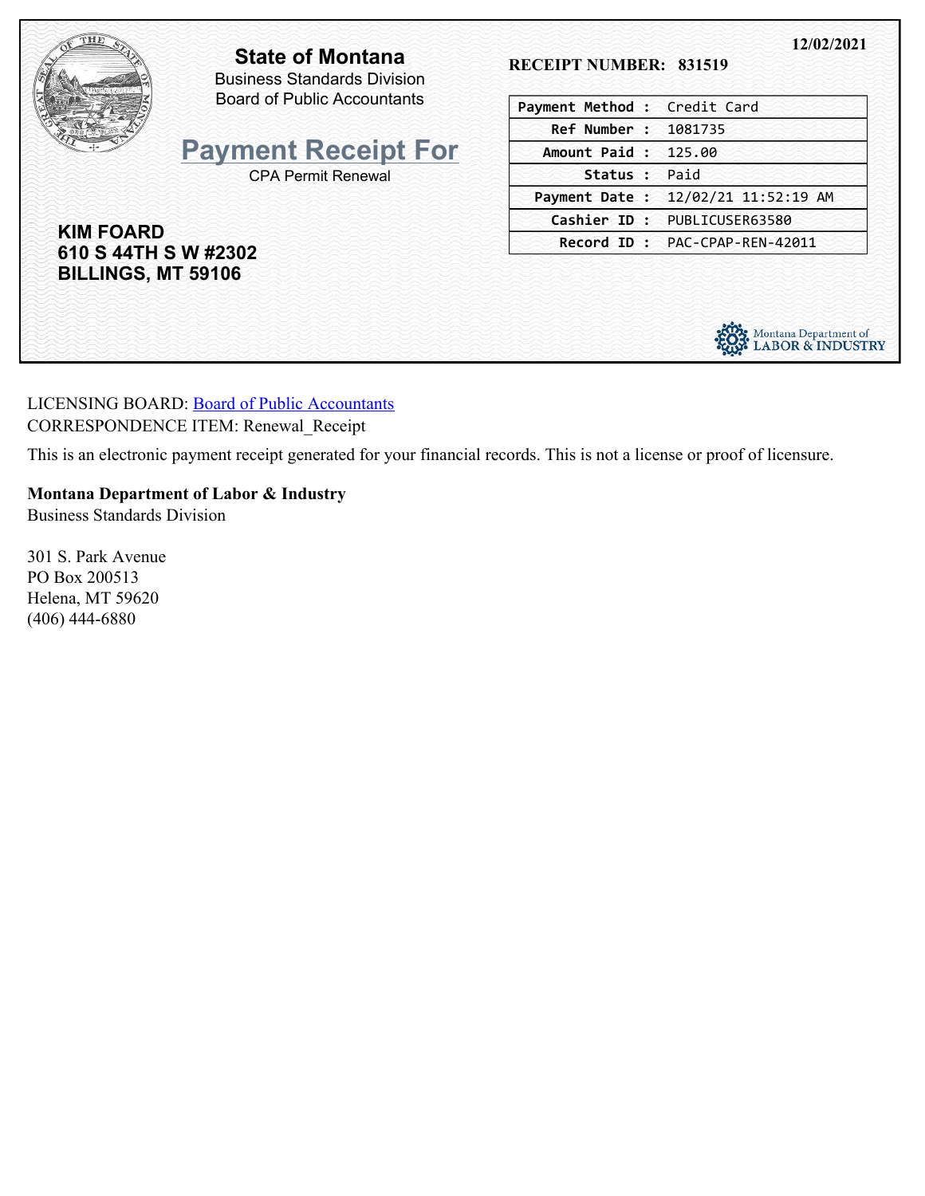# State of Montana

Business Standards Division
Board of Public Accountants

12/02/2021

**RECEIPT NUMBER: 831519**

## Payment Receipt For

CPA Permit Renewal

| | |
|---|---|
| **Payment Method :** | Credit Card |
| **Ref Number :** | 1081735 |
| **Amount Paid :** | 125.00 |
| **Status :** | Paid |
| **Payment Date :** | 12/02/21 11:52:19 AM |
| **Cashier ID :** | PUBLICUSER63580 |
| **Record ID :** | PAC-CPAP-REN-42011 |

**KIM FOARD**
**610 S 44TH S W #2302**
**BILLINGS, MT 59106**

Montana Department of LABOR & INDUSTRY

LICENSING BOARD: Board of Public Accountants
CORRESPONDENCE ITEM: Renewal_Receipt

This is an electronic payment receipt generated for your financial records. This is not a license or proof of licensure.

**Montana Department of Labor & Industry**
Business Standards Division

301 S. Park Avenue
PO Box 200513
Helena, MT 59620
(406) 444-6880